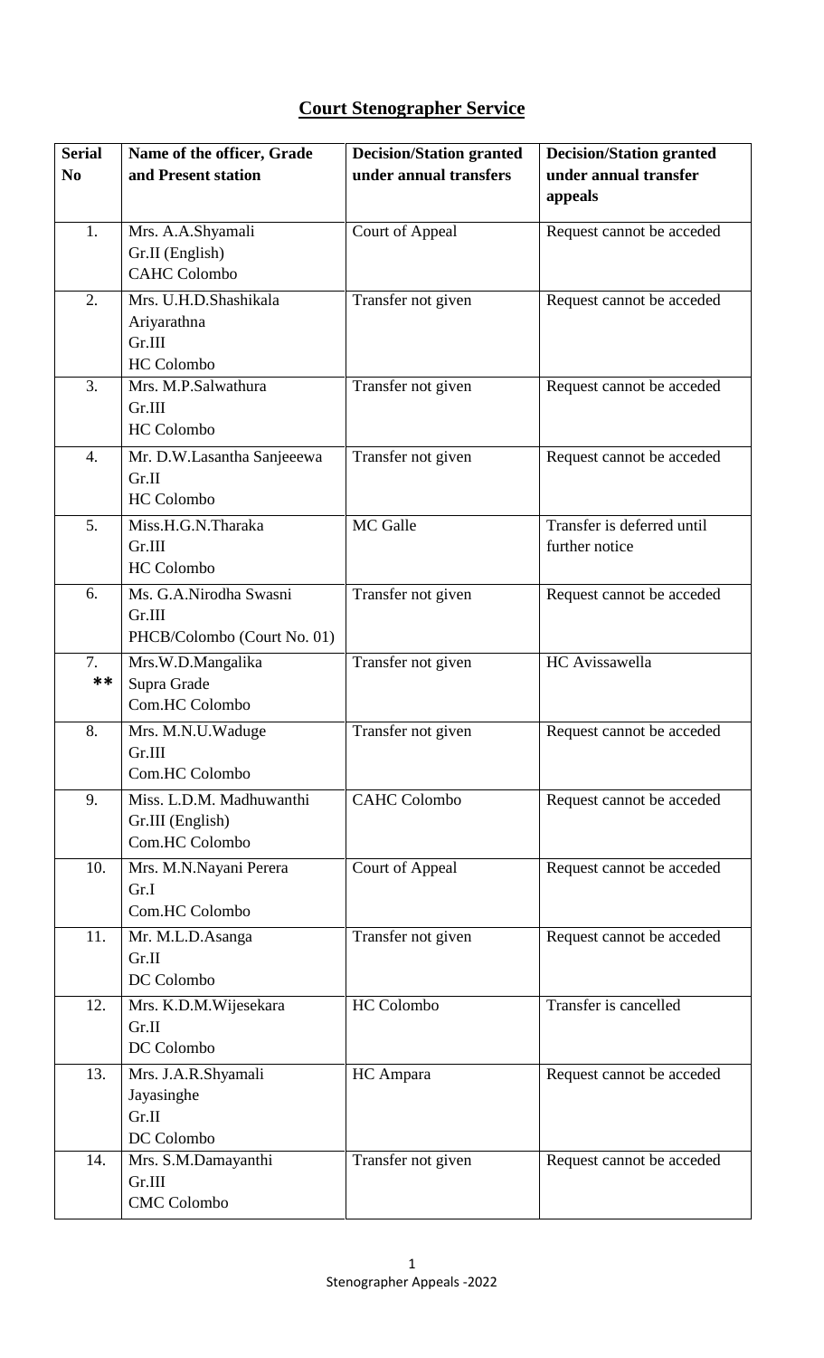# Court Stenographer Service

| Serial No | Name of the officer, Grade and Present station | Decision/Station granted under annual transfers | Decision/Station granted under annual transfer appeals |
|---|---|---|---|
| 1. | Mrs. A.A.Shyamali<br>Gr.II (English)<br>CAHC Colombo | Court of Appeal | Request cannot be acceded |
| 2. | Mrs. U.H.D.Shashikala Ariyarathna<br>Gr.III<br>HC Colombo | Transfer not given | Request cannot be acceded |
| 3. | Mrs. M.P.Salwathura<br>Gr.III<br>HC Colombo | Transfer not given | Request cannot be acceded |
| 4. | Mr. D.W.Lasantha Sanjeeewa<br>Gr.II<br>HC Colombo | Transfer not given | Request cannot be acceded |
| 5. | Miss.H.G.N.Tharaka<br>Gr.III<br>HC Colombo | MC Galle | Transfer is deferred until further notice |
| 6. | Ms. G.A.Nirodha Swasni<br>Gr.III<br>PHCB/Colombo (Court No. 01) | Transfer not given | Request cannot be acceded |
| 7. ** | Mrs.W.D.Mangalika<br>Supra Grade<br>Com.HC Colombo | Transfer not given | HC Avissawella |
| 8. | Mrs. M.N.U.Waduge<br>Gr.III<br>Com.HC Colombo | Transfer not given | Request cannot be acceded |
| 9. | Miss. L.D.M. Madhuwanthi<br>Gr.III (English)<br>Com.HC Colombo | CAHC Colombo | Request cannot be acceded |
| 10. | Mrs. M.N.Nayani Perera<br>Gr.I<br>Com.HC Colombo | Court of Appeal | Request cannot be acceded |
| 11. | Mr. M.L.D.Asanga<br>Gr.II<br>DC Colombo | Transfer not given | Request cannot be acceded |
| 12. | Mrs. K.D.M.Wijesekara<br>Gr.II<br>DC Colombo | HC Colombo | Transfer is cancelled |
| 13. | Mrs. J.A.R.Shyamali Jayasinghe<br>Gr.II<br>DC Colombo | HC Ampara | Request cannot be acceded |
| 14. | Mrs. S.M.Damayanthi<br>Gr.III<br>CMC Colombo | Transfer not given | Request cannot be acceded |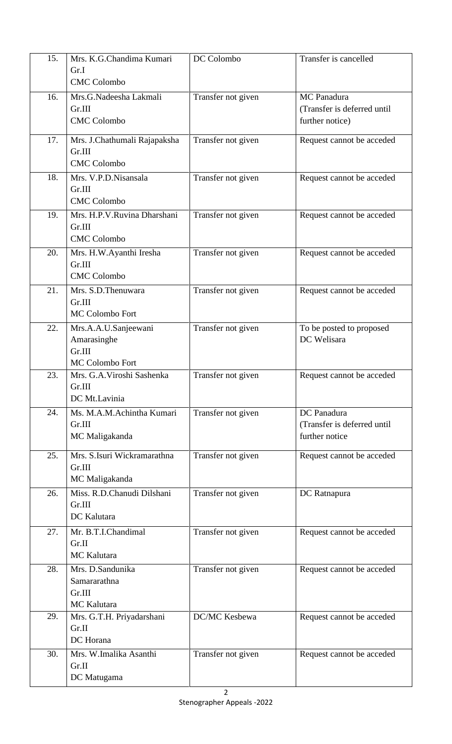| | | | |
|---|---|---|---|
| 15. | Mrs. K.G.Chandima Kumari<br>Gr.I<br>CMC Colombo | DC Colombo | Transfer is cancelled |
| 16. | Mrs.G.Nadeesha Lakmali<br>Gr.III<br>CMC Colombo | Transfer not given | MC Panadura<br>(Transfer is deferred until further notice) |
| 17. | Mrs. J.Chathumali Rajapaksha<br>Gr.III<br>CMC Colombo | Transfer not given | Request cannot be acceded |
| 18. | Mrs. V.P.D.Nisansala<br>Gr.III<br>CMC Colombo | Transfer not given | Request cannot be acceded |
| 19. | Mrs. H.P.V.Ruvina Dharshani<br>Gr.III<br>CMC Colombo | Transfer not given | Request cannot be acceded |
| 20. | Mrs. H.W.Ayanthi Iresha<br>Gr.III<br>CMC Colombo | Transfer not given | Request cannot be acceded |
| 21. | Mrs. S.D.Thenuwara<br>Gr.III<br>MC Colombo Fort | Transfer not given | Request cannot be acceded |
| 22. | Mrs.A.A.U.Sanjeewani Amarasinghe<br>Gr.III<br>MC Colombo Fort | Transfer not given | To be posted to proposed DC Welisara |
| 23. | Mrs. G.A.Viroshi Sashenka<br>Gr.III<br>DC Mt.Lavinia | Transfer not given | Request cannot be acceded |
| 24. | Ms. M.A.M.Achintha Kumari<br>Gr.III<br>MC Maligakanda | Transfer not given | DC Panadura<br>(Transfer is deferred until further notice |
| 25. | Mrs. S.Isuri Wickramarathna<br>Gr.III<br>MC Maligakanda | Transfer not given | Request cannot be acceded |
| 26. | Miss. R.D.Chanudi Dilshani<br>Gr.III<br>DC Kalutara | Transfer not given | DC Ratnapura |
| 27. | Mr. B.T.I.Chandimal<br>Gr.II<br>MC Kalutara | Transfer not given | Request cannot be acceded |
| 28. | Mrs. D.Sandunika Samararathna<br>Gr.III<br>MC Kalutara | Transfer not given | Request cannot be acceded |
| 29. | Mrs. G.T.H. Priyadarshani<br>Gr.II<br>DC Horana | DC/MC Kesbewa | Request cannot be acceded |
| 30. | Mrs. W.Imalika Asanthi<br>Gr.II<br>DC Matugama | Transfer not given | Request cannot be acceded |

Stenographer Appeals -2022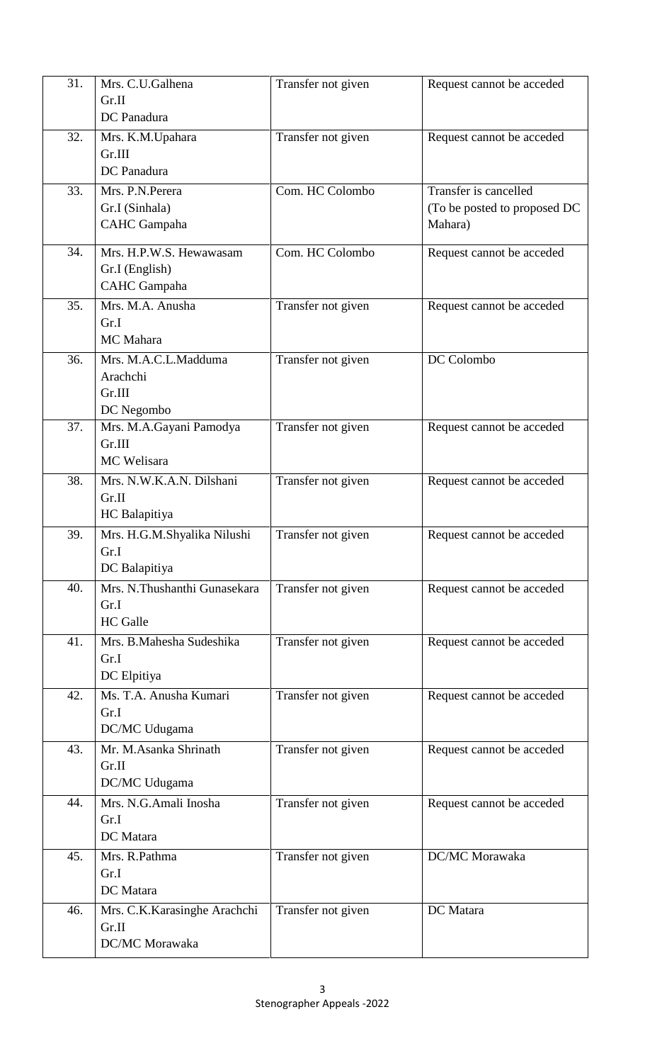| 31. | Mrs. C.U.Galhena<br>Gr.II<br>DC Panadura | Transfer not given | Request cannot be acceded |
|---|---|---|---|
| 32. | Mrs. K.M.Upahara<br>Gr.III<br>DC Panadura | Transfer not given | Request cannot be acceded |
| 33. | Mrs. P.N.Perera<br>Gr.I (Sinhala)<br>CAHC Gampaha | Com. HC Colombo | Transfer is cancelled<br>(To be posted to proposed DC Mahara) |
| 34. | Mrs. H.P.W.S. Hewawasam<br>Gr.I (English)<br>CAHC Gampaha | Com. HC Colombo | Request cannot be acceded |
| 35. | Mrs. M.A. Anusha<br>Gr.I<br>MC Mahara | Transfer not given | Request cannot be acceded |
| 36. | Mrs. M.A.C.L.Madduma Arachchi<br>Gr.III<br>DC Negombo | Transfer not given | DC Colombo |
| 37. | Mrs. M.A.Gayani Pamodya<br>Gr.III<br>MC Welisara | Transfer not given | Request cannot be acceded |
| 38. | Mrs. N.W.K.A.N. Dilshani<br>Gr.II<br>HC Balapitiya | Transfer not given | Request cannot be acceded |
| 39. | Mrs. H.G.M.Shyalika Nilushi<br>Gr.I<br>DC Balapitiya | Transfer not given | Request cannot be acceded |
| 40. | Mrs. N.Thushanthi Gunasekara<br>Gr.I<br>HC Galle | Transfer not given | Request cannot be acceded |
| 41. | Mrs. B.Mahesha Sudeshika<br>Gr.I<br>DC Elpitiya | Transfer not given | Request cannot be acceded |
| 42. | Ms. T.A. Anusha Kumari<br>Gr.I<br>DC/MC Udugama | Transfer not given | Request cannot be acceded |
| 43. | Mr. M.Asanka Shrinath<br>Gr.II<br>DC/MC Udugama | Transfer not given | Request cannot be acceded |
| 44. | Mrs. N.G.Amali Inosha<br>Gr.I<br>DC Matara | Transfer not given | Request cannot be acceded |
| 45. | Mrs. R.Pathma<br>Gr.I<br>DC Matara | Transfer not given | DC/MC Morawaka |
| 46. | Mrs. C.K.Karasinghe Arachchi<br>Gr.II<br>DC/MC Morawaka | Transfer not given | DC Matara |

Stenographer Appeals -2022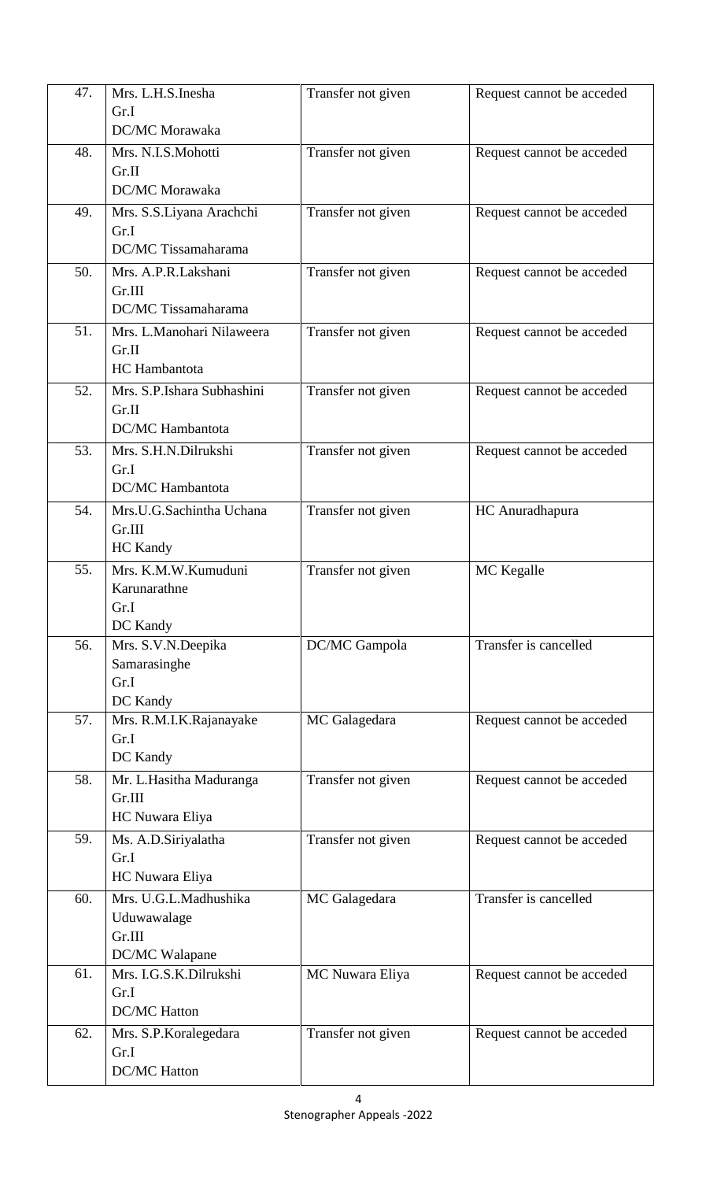| 47. | Mrs. L.H.S.Inesha<br>Gr.I<br>DC/MC Morawaka | Transfer not given | Request cannot be acceded |
|---|---|---|---|
| 48. | Mrs. N.I.S.Mohotti<br>Gr.II<br>DC/MC Morawaka | Transfer not given | Request cannot be acceded |
| 49. | Mrs. S.S.Liyana Arachchi<br>Gr.I<br>DC/MC Tissamaharama | Transfer not given | Request cannot be acceded |
| 50. | Mrs. A.P.R.Lakshani<br>Gr.III<br>DC/MC Tissamaharama | Transfer not given | Request cannot be acceded |
| 51. | Mrs. L.Manohari Nilaweera<br>Gr.II<br>HC Hambantota | Transfer not given | Request cannot be acceded |
| 52. | Mrs. S.P.Ishara Subhashini<br>Gr.II<br>DC/MC Hambantota | Transfer not given | Request cannot be acceded |
| 53. | Mrs. S.H.N.Dilrukshi<br>Gr.I<br>DC/MC Hambantota | Transfer not given | Request cannot be acceded |
| 54. | Mrs.U.G.Sachintha Uchana<br>Gr.III<br>HC Kandy | Transfer not given | HC Anuradhapura |
| 55. | Mrs. K.M.W.Kumuduni Karunarathne<br>Gr.I<br>DC Kandy | Transfer not given | MC Kegalle |
| 56. | Mrs. S.V.N.Deepika Samarasinghe<br>Gr.I<br>DC Kandy | DC/MC Gampola | Transfer is cancelled |
| 57. | Mrs. R.M.I.K.Rajanayake<br>Gr.I<br>DC Kandy | MC Galagedara | Request cannot be acceded |
| 58. | Mr. L.Hasitha Maduranga<br>Gr.III<br>HC Nuwara Eliya | Transfer not given | Request cannot be acceded |
| 59. | Ms. A.D.Siriyalatha<br>Gr.I<br>HC Nuwara Eliya | Transfer not given | Request cannot be acceded |
| 60. | Mrs. U.G.L.Madhushika Uduwawalage<br>Gr.III<br>DC/MC Walapane | MC Galagedara | Transfer is cancelled |
| 61. | Mrs. I.G.S.K.Dilrukshi<br>Gr.I<br>DC/MC Hatton | MC Nuwara Eliya | Request cannot be acceded |
| 62. | Mrs. S.P.Koralegedara<br>Gr.I<br>DC/MC Hatton | Transfer not given | Request cannot be acceded |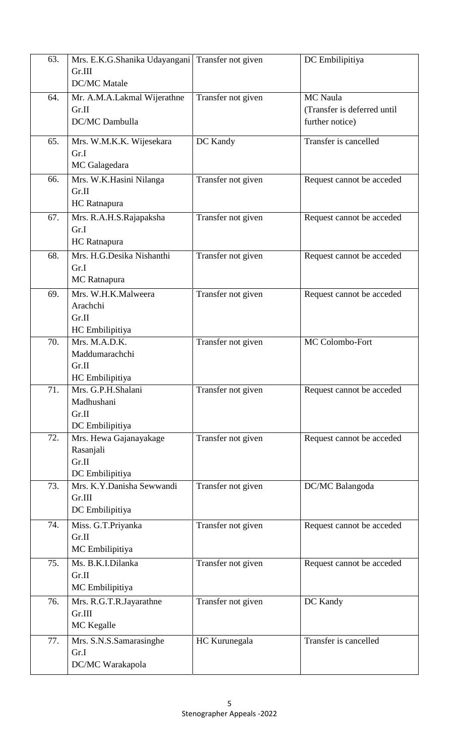| 63. | Mrs. E.K.G.Shanika Udayangani Gr.III DC/MC Matale | Transfer not given | DC Embilipitiya |
|---|---|---|---|
| 64. | Mr. A.M.A.Lakmal Wijerathne Gr.II DC/MC Dambulla | Transfer not given | MC Naula (Transfer is deferred until further notice) |
| 65. | Mrs. W.M.K.K. Wijesekara Gr.I MC Galagedara | DC Kandy | Transfer is cancelled |
| 66. | Mrs. W.K.Hasini Nilanga Gr.II HC Ratnapura | Transfer not given | Request cannot be acceded |
| 67. | Mrs. R.A.H.S.Rajapaksha Gr.I HC Ratnapura | Transfer not given | Request cannot be acceded |
| 68. | Mrs. H.G.Desika Nishanthi Gr.I MC Ratnapura | Transfer not given | Request cannot be acceded |
| 69. | Mrs. W.H.K.Malweera Arachchi Gr.II HC Embilipitiya | Transfer not given | Request cannot be acceded |
| 70. | Mrs. M.A.D.K. Maddumarachchi Gr.II HC Embilipitiya | Transfer not given | MC Colombo-Fort |
| 71. | Mrs. G.P.H.Shalani Madhushani Gr.II DC Embilipitiya | Transfer not given | Request cannot be acceded |
| 72. | Mrs. Hewa Gajanayakage Rasanjali Gr.II DC Embilipitiya | Transfer not given | Request cannot be acceded |
| 73. | Mrs. K.Y.Danisha Sewwandi Gr.III DC Embilipitiya | Transfer not given | DC/MC Balangoda |
| 74. | Miss. G.T.Priyanka Gr.II MC Embilipitiya | Transfer not given | Request cannot be acceded |
| 75. | Ms. B.K.I.Dilanka Gr.II MC Embilipitiya | Transfer not given | Request cannot be acceded |
| 76. | Mrs. R.G.T.R.Jayarathne Gr.III MC Kegalle | Transfer not given | DC Kandy |
| 77. | Mrs. S.N.S.Samarasinghe Gr.I DC/MC Warakapola | HC Kurunegala | Transfer is cancelled |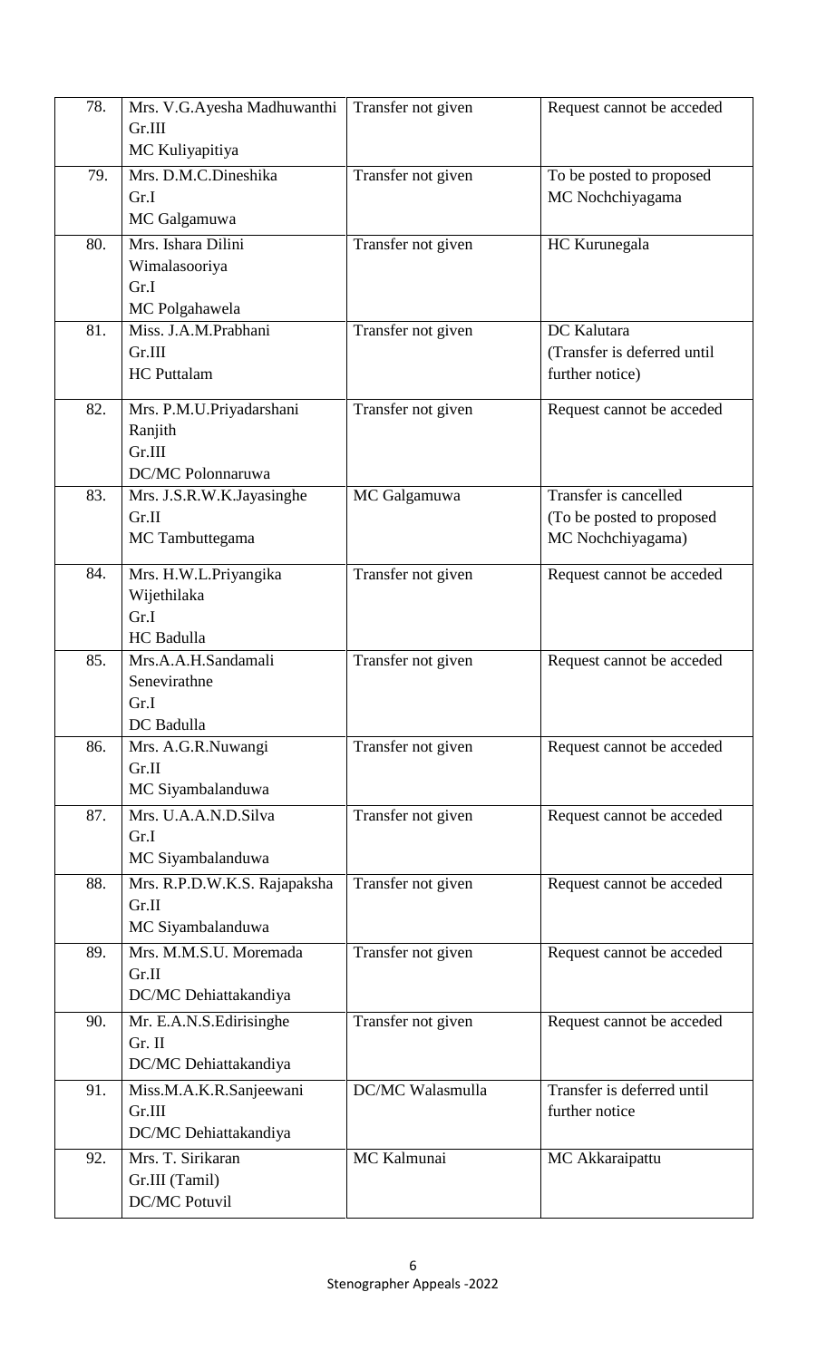| 78. | Mrs. V.G.Ayesha Madhuwanthi<br>Gr.III<br>MC Kuliyapitiya | Transfer not given | Request cannot be acceded |
|---|---|---|---|
| 79. | Mrs. D.M.C.Dineshika<br>Gr.I<br>MC Galgamuwa | Transfer not given | To be posted to proposed MC Nochchiyagama |
| 80. | Mrs. Ishara Dilini Wimalasooriya<br>Gr.I<br>MC Polgahawela | Transfer not given | HC Kurunegala |
| 81. | Miss. J.A.M.Prabhani<br>Gr.III<br>HC Puttalam | Transfer not given | DC Kalutara<br>(Transfer is deferred until further notice) |
| 82. | Mrs. P.M.U.Priyadarshani Ranjith<br>Gr.III<br>DC/MC Polonnaruwa | Transfer not given | Request cannot be acceded |
| 83. | Mrs. J.S.R.W.K.Jayasinghe<br>Gr.II<br>MC Tambuttegama | MC Galgamuwa | Transfer is cancelled<br>(To be posted to proposed MC Nochchiyagama) |
| 84. | Mrs. H.W.L.Priyangika Wijethilaka<br>Gr.I<br>HC Badulla | Transfer not given | Request cannot be acceded |
| 85. | Mrs.A.A.H.Sandamali Senevirathne<br>Gr.I<br>DC Badulla | Transfer not given | Request cannot be acceded |
| 86. | Mrs. A.G.R.Nuwangi<br>Gr.II<br>MC Siyambalanduwa | Transfer not given | Request cannot be acceded |
| 87. | Mrs. U.A.A.N.D.Silva<br>Gr.I<br>MC Siyambalanduwa | Transfer not given | Request cannot be acceded |
| 88. | Mrs. R.P.D.W.K.S. Rajapaksha<br>Gr.II<br>MC Siyambalanduwa | Transfer not given | Request cannot be acceded |
| 89. | Mrs. M.M.S.U. Moremada<br>Gr.II<br>DC/MC Dehiattakandiya | Transfer not given | Request cannot be acceded |
| 90. | Mr. E.A.N.S.Edirisinghe<br>Gr. II<br>DC/MC Dehiattakandiya | Transfer not given | Request cannot be acceded |
| 91. | Miss.M.A.K.R.Sanjeewani<br>Gr.III<br>DC/MC Dehiattakandiya | DC/MC Walasmulla | Transfer is deferred until further notice |
| 92. | Mrs. T. Sirikaran<br>Gr.III (Tamil)<br>DC/MC Potuvil | MC Kalmunai | MC Akkaraipattu |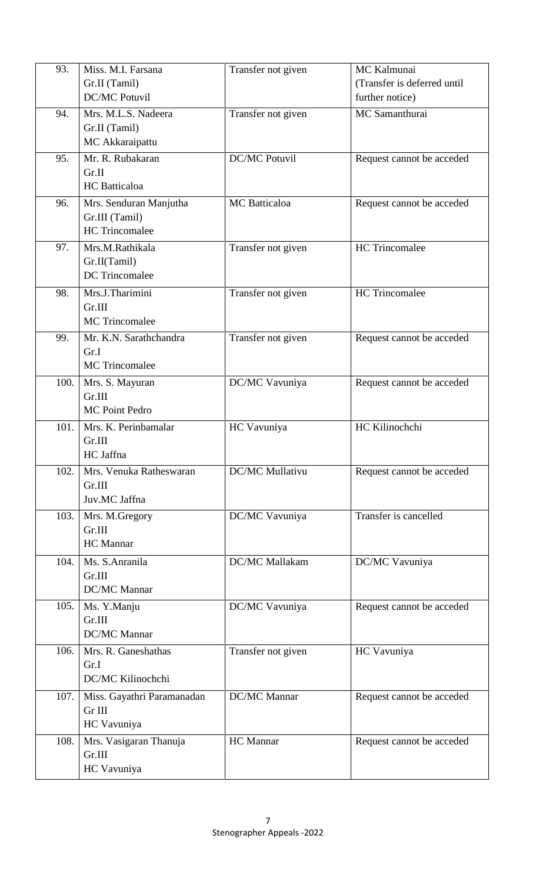| | | | |
|---|---|---|---|
| 93. | Miss. M.I. Farsana<br>Gr.II (Tamil)<br>DC/MC Potuvil | Transfer not given | MC Kalmunai<br>(Transfer is deferred until further notice) |
| 94. | Mrs. M.L.S. Nadeera<br>Gr.II (Tamil)<br>MC Akkaraipattu | Transfer not given | MC Samanthurai |
| 95. | Mr. R. Rubakaran<br>Gr.II<br>HC Batticaloa | DC/MC Potuvil | Request cannot be acceded |
| 96. | Mrs. Senduran Manjutha<br>Gr.III (Tamil)<br>HC Trincomalee | MC Batticaloa | Request cannot be acceded |
| 97. | Mrs.M.Rathikala<br>Gr.II(Tamil)<br>DC Trincomalee | Transfer not given | HC Trincomalee |
| 98. | Mrs.J.Tharimini<br>Gr.III<br>MC Trincomalee | Transfer not given | HC Trincomalee |
| 99. | Mr. K.N. Sarathchandra<br>Gr.I<br>MC Trincomalee | Transfer not given | Request cannot be acceded |
| 100. | Mrs. S. Mayuran<br>Gr.III<br>MC Point Pedro | DC/MC Vavuniya | Request cannot be acceded |
| 101. | Mrs. K. Perinbamalar<br>Gr.III<br>HC Jaffna | HC Vavuniya | HC Kilinochchi |
| 102. | Mrs. Venuka Ratheswaran<br>Gr.III<br>Juv.MC Jaffna | DC/MC Mullativu | Request cannot be acceded |
| 103. | Mrs. M.Gregory<br>Gr.III<br>HC Mannar | DC/MC Vavuniya | Transfer is cancelled |
| 104. | Ms. S.Anranila<br>Gr.III<br>DC/MC Mannar | DC/MC Mallakam | DC/MC Vavuniya |
| 105. | Ms. Y.Manju<br>Gr.III<br>DC/MC Mannar | DC/MC Vavuniya | Request cannot be acceded |
| 106. | Mrs. R. Ganeshathas<br>Gr.I<br>DC/MC Kilinochchi | Transfer not given | HC Vavuniya |
| 107. | Miss. Gayathri Paramanadan<br>Gr III<br>HC Vavuniya | DC/MC Mannar | Request cannot be acceded |
| 108. | Mrs. Vasigaran Thanuja<br>Gr.III<br>HC Vavuniya | HC Mannar | Request cannot be acceded |

Stenographer Appeals -2022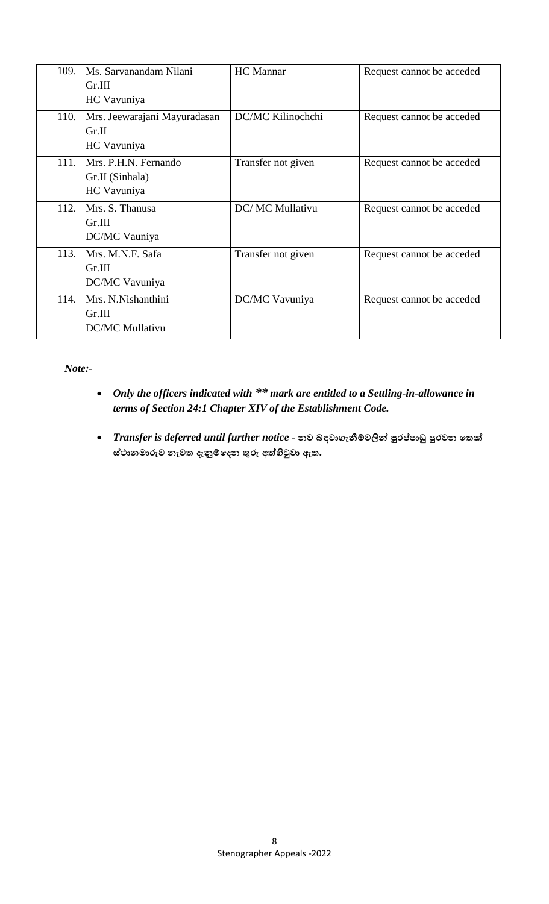| | | | |
|---|---|---|---|
| 109. | Ms. Sarvanandam Nilani<br>Gr.III<br>HC Vavuniya | HC Mannar | Request cannot be acceded |
| 110. | Mrs. Jeewarajani Mayuradasan<br>Gr.II<br>HC Vavuniya | DC/MC Kilinochchi | Request cannot be acceded |
| 111. | Mrs. P.H.N. Fernando<br>Gr.II (Sinhala)<br>HC Vavuniya | Transfer not given | Request cannot be acceded |
| 112. | Mrs. S. Thanusa<br>Gr.III<br>DC/MC Vauniya | DC/ MC Mullativu | Request cannot be acceded |
| 113. | Mrs. M.N.F. Safa<br>Gr.III<br>DC/MC Vavuniya | Transfer not given | Request cannot be acceded |
| 114. | Mrs. N.Nishanthini<br>Gr.III<br>DC/MC Mullativu | DC/MC Vavuniya | Request cannot be acceded |

***Note:-***

- ***Only the officers indicated with ** mark are entitled to a Settling-in-allowance in terms of Section 24:1 Chapter XIV of the Establishment Code.***
- ***Transfer is deferred until further notice*** **- නව බඳවාගැනීම්වලින් පුරප්පාඩු පුරවන තෙක් ස්ථානමාරුව නැවත දැනුම්දෙන තුරු අත්හිටුවා ඇත.**